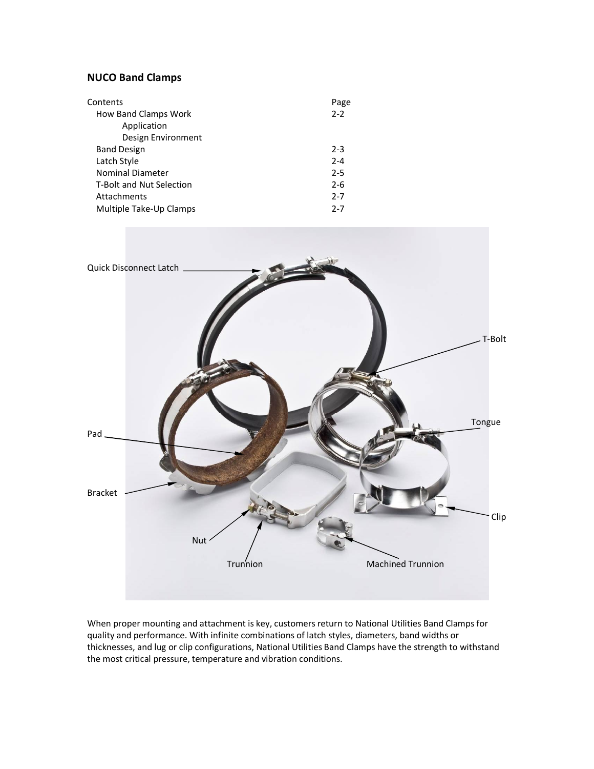## NUCO Band Clamps

| Contents | Page |
| --- | --- |
| How Band Clamps Work | 2-2 |
| Application | |
| Design Environment | |
| Band Design | 2-3 |
| Latch Style | 2-4 |
| Nominal Diameter | 2-5 |
| T-Bolt and Nut Selection | 2-6 |
| Attachments | 2-7 |
| Multiple Take-Up Clamps | 2-7 |

Quick Disconnect Latch

T-Bolt

Tongue

Pad

Bracket

Clip

Nut

Trunnion

Machined Trunnion

When proper mounting and attachment is key, customers return to National Utilities Band Clamps for quality and performance. With infinite combinations of latch styles, diameters, band widths or thicknesses, and lug or clip configurations, National Utilities Band Clamps have the strength to withstand the most critical pressure, temperature and vibration conditions.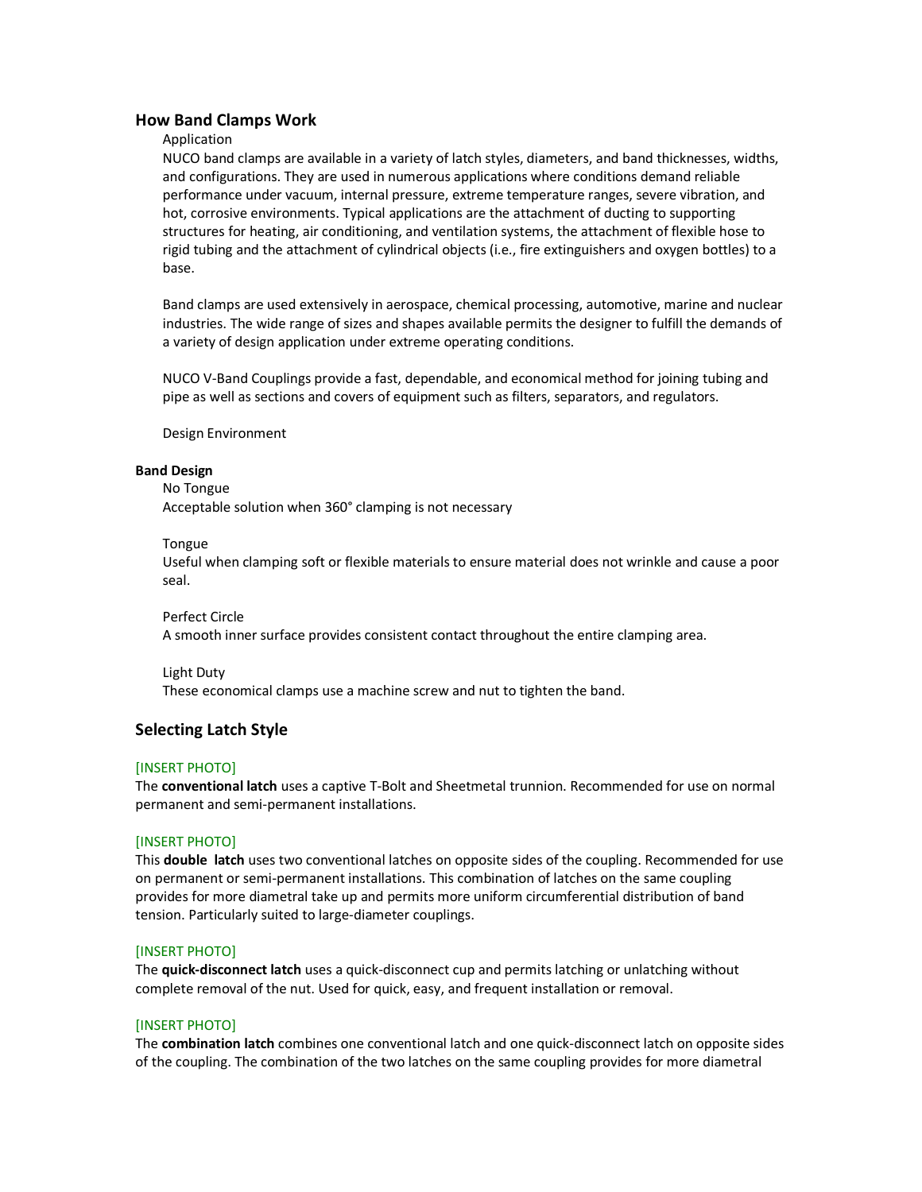## How Band Clamps Work

Application

NUCO band clamps are available in a variety of latch styles, diameters, and band thicknesses, widths, and configurations. They are used in numerous applications where conditions demand reliable performance under vacuum, internal pressure, extreme temperature ranges, severe vibration, and hot, corrosive environments. Typical applications are the attachment of ducting to supporting structures for heating, air conditioning, and ventilation systems, the attachment of flexible hose to rigid tubing and the attachment of cylindrical objects (i.e., fire extinguishers and oxygen bottles) to a base.

Band clamps are used extensively in aerospace, chemical processing, automotive, marine and nuclear industries. The wide range of sizes and shapes available permits the designer to fulfill the demands of a variety of design application under extreme operating conditions.

NUCO V-Band Couplings provide a fast, dependable, and economical method for joining tubing and pipe as well as sections and covers of equipment such as filters, separators, and regulators.

Design Environment

**Band Design**

No Tongue

Acceptable solution when 360° clamping is not necessary

Tongue

Useful when clamping soft or flexible materials to ensure material does not wrinkle and cause a poor seal.

Perfect Circle

A smooth inner surface provides consistent contact throughout the entire clamping area.

Light Duty

These economical clamps use a machine screw and nut to tighten the band.

## Selecting Latch Style

[INSERT PHOTO]

The **conventional latch** uses a captive T-Bolt and Sheetmetal trunnion. Recommended for use on normal permanent and semi-permanent installations.

[INSERT PHOTO]

This **double latch** uses two conventional latches on opposite sides of the coupling. Recommended for use on permanent or semi-permanent installations. This combination of latches on the same coupling provides for more diametral take up and permits more uniform circumferential distribution of band tension. Particularly suited to large-diameter couplings.

[INSERT PHOTO]

The **quick-disconnect latch** uses a quick-disconnect cup and permits latching or unlatching without complete removal of the nut. Used for quick, easy, and frequent installation or removal.

[INSERT PHOTO]

The **combination latch** combines one conventional latch and one quick-disconnect latch on opposite sides of the coupling. The combination of the two latches on the same coupling provides for more diametral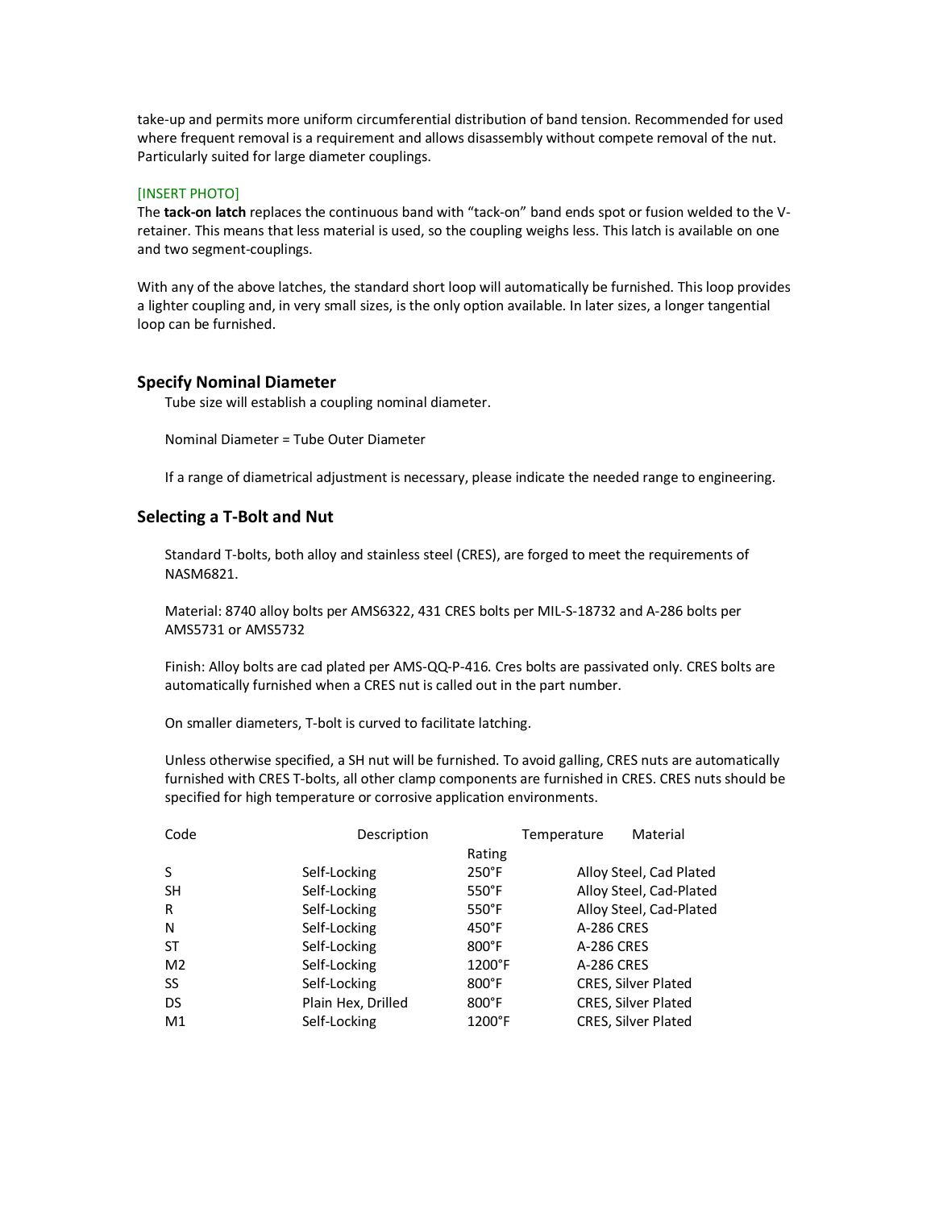take-up and permits more uniform circumferential distribution of band tension. Recommended for used where frequent removal is a requirement and allows disassembly without compete removal of the nut. Particularly suited for large diameter couplings.

[INSERT PHOTO]

The **tack-on latch** replaces the continuous band with "tack-on" band ends spot or fusion welded to the V-retainer. This means that less material is used, so the coupling weighs less. This latch is available on one and two segment-couplings.

With any of the above latches, the standard short loop will automatically be furnished. This loop provides a lighter coupling and, in very small sizes, is the only option available. In later sizes, a longer tangential loop can be furnished.

## Specify Nominal Diameter

Tube size will establish a coupling nominal diameter.

Nominal Diameter = Tube Outer Diameter

If a range of diametrical adjustment is necessary, please indicate the needed range to engineering.

## Selecting a T-Bolt and Nut

Standard T-bolts, both alloy and stainless steel (CRES), are forged to meet the requirements of NASM6821.

Material: 8740 alloy bolts per AMS6322, 431 CRES bolts per MIL-S-18732 and A-286 bolts per AMS5731 or AMS5732

Finish: Alloy bolts are cad plated per AMS-QQ-P-416. Cres bolts are passivated only. CRES bolts are automatically furnished when a CRES nut is called out in the part number.

On smaller diameters, T-bolt is curved to facilitate latching.

Unless otherwise specified, a SH nut will be furnished. To avoid galling, CRES nuts are automatically furnished with CRES T-bolts, all other clamp components are furnished in CRES. CRES nuts should be specified for high temperature or corrosive application environments.

| Code | Description | Temperature Rating | Material |
|---|---|---|---|
| S | Self-Locking | 250°F | Alloy Steel, Cad Plated |
| SH | Self-Locking | 550°F | Alloy Steel, Cad-Plated |
| R | Self-Locking | 550°F | Alloy Steel, Cad-Plated |
| N | Self-Locking | 450°F | A-286 CRES |
| ST | Self-Locking | 800°F | A-286 CRES |
| M2 | Self-Locking | 1200°F | A-286 CRES |
| SS | Self-Locking | 800°F | CRES, Silver Plated |
| DS | Plain Hex, Drilled | 800°F | CRES, Silver Plated |
| M1 | Self-Locking | 1200°F | CRES, Silver Plated |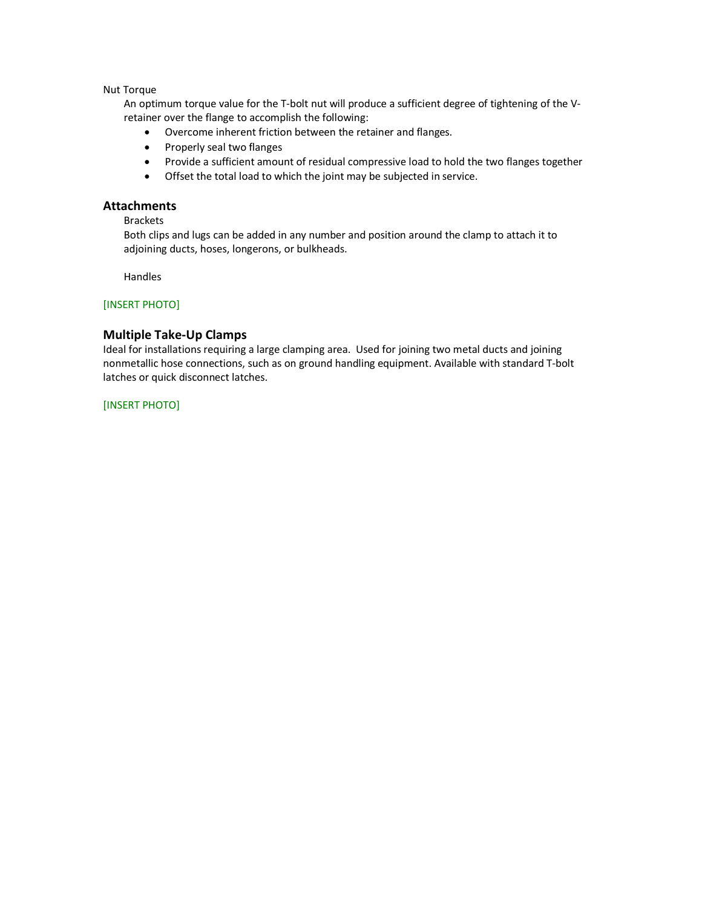Nut Torque

An optimum torque value for the T-bolt nut will produce a sufficient degree of tightening of the V-retainer over the flange to accomplish the following:

- Overcome inherent friction between the retainer and flanges.
- Properly seal two flanges
- Provide a sufficient amount of residual compressive load to hold the two flanges together
- Offset the total load to which the joint may be subjected in service.

## Attachments

Brackets

Both clips and lugs can be added in any number and position around the clamp to attach it to adjoining ducts, hoses, longerons, or bulkheads.

Handles

[INSERT PHOTO]

## Multiple Take-Up Clamps

Ideal for installations requiring a large clamping area. Used for joining two metal ducts and joining nonmetallic hose connections, such as on ground handling equipment. Available with standard T-bolt latches or quick disconnect latches.

[INSERT PHOTO]